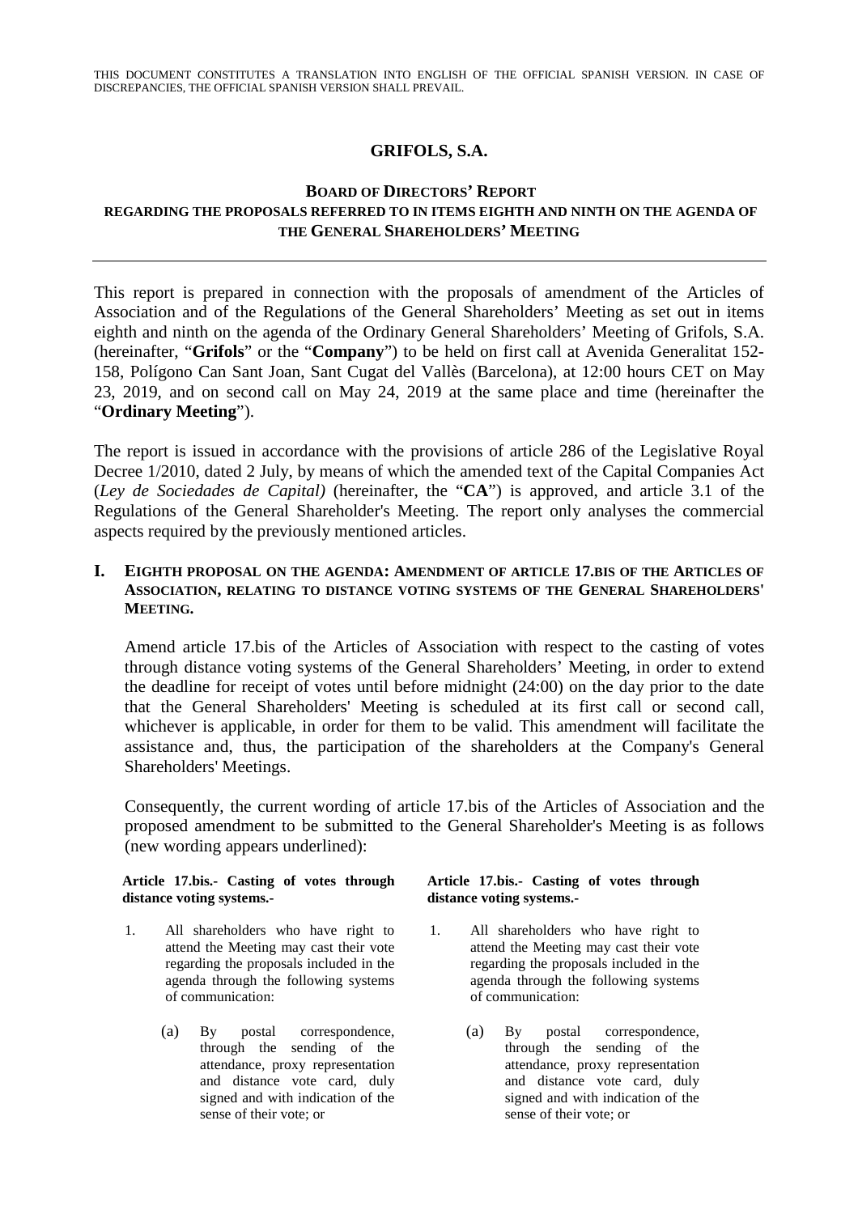THIS DOCUMENT CONSTITUTES A TRANSLATION INTO ENGLISH OF THE OFFICIAL SPANISH VERSION. IN CASE OF DISCREPANCIES, THE OFFICIAL SPANISH VERSION SHALL PREVAIL.

# GRIFOLS, S.A.

## BOARD OF DIRECTORS' REPORT REGARDING THE PROPOSALS REFERRED TO IN ITEMS EIGHTH AND NINTH ON THE AGENDA OF THE GENERAL SHAREHOLDERS' MEETING

---

This report is prepared in connection with the proposals of amendment of the Articles of Association and of the Regulations of the General Shareholders' Meeting as set out in items eighth and ninth on the agenda of the Ordinary General Shareholders' Meeting of Grifols, S.A. (hereinafter, "**Grifols**" or the "**Company**") to be held on first call at Avenida Generalitat 152-158, Polígono Can Sant Joan, Sant Cugat del Vallès (Barcelona), at 12:00 hours CET on May 23, 2019, and on second call on May 24, 2019 at the same place and time (hereinafter the "**Ordinary Meeting**").

The report is issued in accordance with the provisions of article 286 of the Legislative Royal Decree 1/2010, dated 2 July, by means of which the amended text of the Capital Companies Act (*Ley de Sociedades de Capital)* (hereinafter, the "**CA**") is approved, and article 3.1 of the Regulations of the General Shareholder's Meeting. The report only analyses the commercial aspects required by the previously mentioned articles.

### I. EIGHTH PROPOSAL ON THE AGENDA: AMENDMENT OF ARTICLE 17.BIS OF THE ARTICLES OF ASSOCIATION, RELATING TO DISTANCE VOTING SYSTEMS OF THE GENERAL SHAREHOLDERS' MEETING.

Amend article 17.bis of the Articles of Association with respect to the casting of votes through distance voting systems of the General Shareholders' Meeting, in order to extend the deadline for receipt of votes until before midnight (24:00) on the day prior to the date that the General Shareholders' Meeting is scheduled at its first call or second call, whichever is applicable, in order for them to be valid. This amendment will facilitate the assistance and, thus, the participation of the shareholders at the Company's General Shareholders' Meetings.

Consequently, the current wording of article 17.bis of the Articles of Association and the proposed amendment to be submitted to the General Shareholder's Meeting is as follows (new wording appears underlined):

| **Article 17.bis.- Casting of votes through distance voting systems.-** | **Article 17.bis.- Casting of votes through distance voting systems.-** |
|---|---|
| 1. All shareholders who have right to attend the Meeting may cast their vote regarding the proposals included in the agenda through the following systems of communication: | 1. All shareholders who have right to attend the Meeting may cast their vote regarding the proposals included in the agenda through the following systems of communication: |
| (a) By postal correspondence, through the sending of the attendance, proxy representation and distance vote card, duly signed and with indication of the sense of their vote; or | (a) By postal correspondence, through the sending of the attendance, proxy representation and distance vote card, duly signed and with indication of the sense of their vote; or |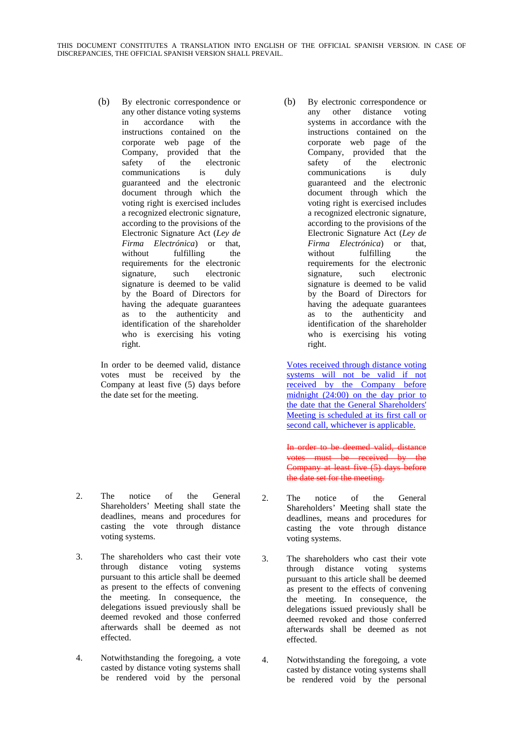| | |
|---|---|
| (b) By electronic correspondence or any other distance voting systems in accordance with the instructions contained on the corporate web page of the Company, provided that the safety of the electronic communications is duly guaranteed and the electronic document through which the voting right is exercised includes a recognized electronic signature, according to the provisions of the Electronic Signature Act (*Ley de Firma Electrónica*) or that, without fulfilling the requirements for the electronic signature, such electronic signature is deemed to be valid by the Board of Directors for having the adequate guarantees as to the authenticity and identification of the shareholder who is exercising his voting right. | (b) By electronic correspondence or any other distance voting systems in accordance with the instructions contained on the corporate web page of the Company, provided that the safety of the electronic communications is duly guaranteed and the electronic document through which the voting right is exercised includes a recognized electronic signature, according to the provisions of the Electronic Signature Act (*Ley de Firma Electrónica*) or that, without fulfilling the requirements for the electronic signature, such electronic signature is deemed to be valid by the Board of Directors for having the adequate guarantees as to the authenticity and identification of the shareholder who is exercising his voting right. |
| In order to be deemed valid, distance votes must be received by the Company at least five (5) days before the date set for the meeting. | <u>Votes received through distance voting systems will not be valid if not received by the Company before midnight (24:00) on the day prior to the date that the General Shareholders' Meeting is scheduled at its first call or second call, whichever is applicable.</u><br><br>~~In order to be deemed valid, distance votes must be received by the Company at least five (5) days before the date set for the meeting.~~ |
| 2. The notice of the General Shareholders' Meeting shall state the deadlines, means and procedures for casting the vote through distance voting systems. | 2. The notice of the General Shareholders' Meeting shall state the deadlines, means and procedures for casting the vote through distance voting systems. |
| 3. The shareholders who cast their vote through distance voting systems pursuant to this article shall be deemed as present to the effects of convening the meeting. In consequence, the delegations issued previously shall be deemed revoked and those conferred afterwards shall be deemed as not effected. | 3. The shareholders who cast their vote through distance voting systems pursuant to this article shall be deemed as present to the effects of convening the meeting. In consequence, the delegations issued previously shall be deemed revoked and those conferred afterwards shall be deemed as not effected. |
| 4. Notwithstanding the foregoing, a vote casted by distance voting systems shall be rendered void by the personal | 4. Notwithstanding the foregoing, a vote casted by distance voting systems shall be rendered void by the personal |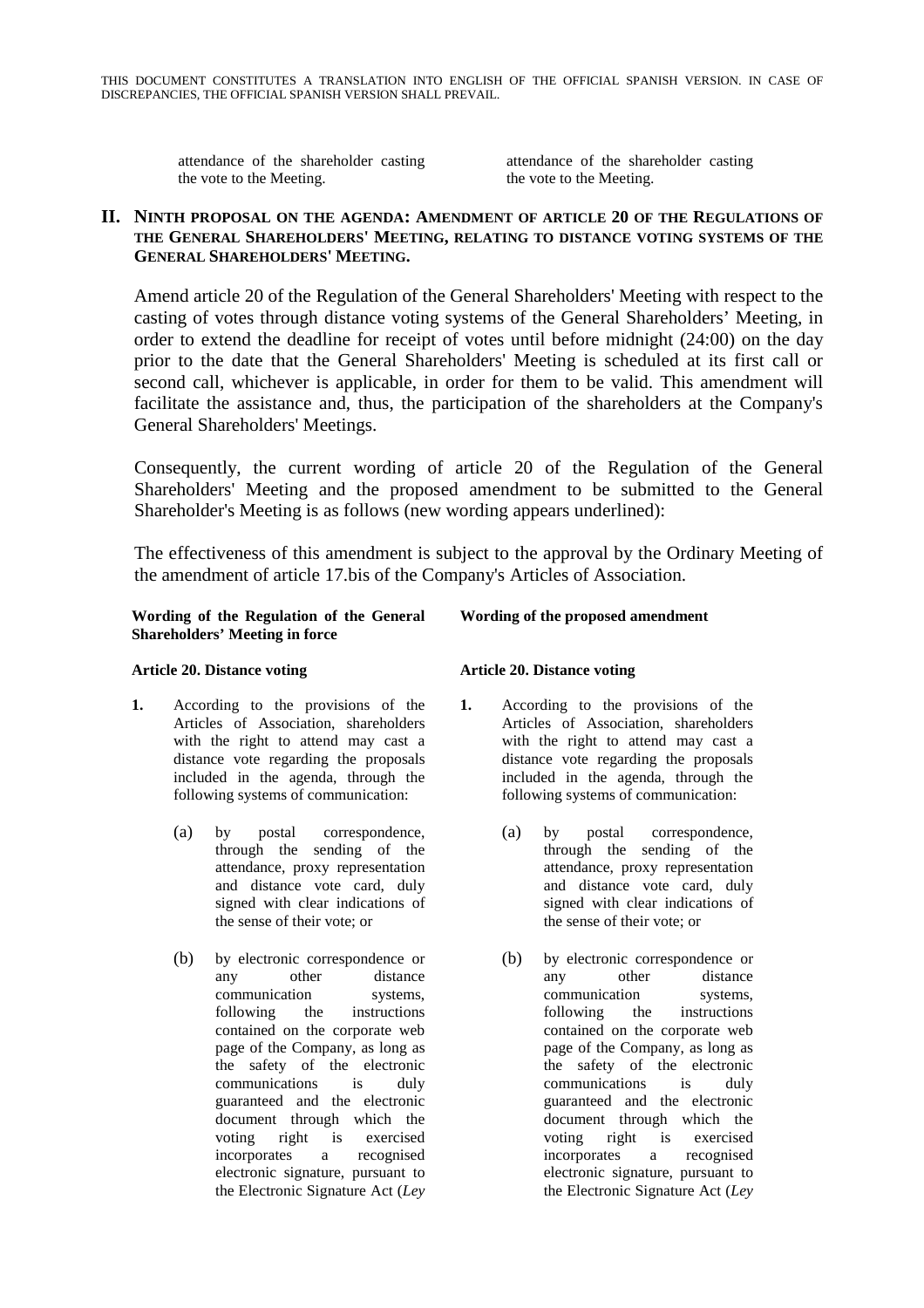| | |
|---|---|
| attendance of the shareholder casting the vote to the Meeting. | attendance of the shareholder casting the vote to the Meeting. |

## II. NINTH PROPOSAL ON THE AGENDA: AMENDMENT OF ARTICLE 20 OF THE REGULATIONS OF THE GENERAL SHAREHOLDERS' MEETING, RELATING TO DISTANCE VOTING SYSTEMS OF THE GENERAL SHAREHOLDERS' MEETING.

Amend article 20 of the Regulation of the General Shareholders' Meeting with respect to the casting of votes through distance voting systems of the General Shareholders' Meeting, in order to extend the deadline for receipt of votes until before midnight (24:00) on the day prior to the date that the General Shareholders' Meeting is scheduled at its first call or second call, whichever is applicable, in order for them to be valid. This amendment will facilitate the assistance and, thus, the participation of the shareholders at the Company's General Shareholders' Meetings.

Consequently, the current wording of article 20 of the Regulation of the General Shareholders' Meeting and the proposed amendment to be submitted to the General Shareholder's Meeting is as follows (new wording appears underlined):

The effectiveness of this amendment is subject to the approval by the Ordinary Meeting of the amendment of article 17.bis of the Company's Articles of Association.

| **Wording of the Regulation of the General Shareholders' Meeting in force** | **Wording of the proposed amendment** |
|---|---|
| **Article 20. Distance voting** | **Article 20. Distance voting** |
| **1.** According to the provisions of the Articles of Association, shareholders with the right to attend may cast a distance vote regarding the proposals included in the agenda, through the following systems of communication: | **1.** According to the provisions of the Articles of Association, shareholders with the right to attend may cast a distance vote regarding the proposals included in the agenda, through the following systems of communication: |
| (a) by postal correspondence, through the sending of the attendance, proxy representation and distance vote card, duly signed with clear indications of the sense of their vote; or | (a) by postal correspondence, through the sending of the attendance, proxy representation and distance vote card, duly signed with clear indications of the sense of their vote; or |
| (b) by electronic correspondence or any other distance communication systems, following the instructions contained on the corporate web page of the Company, as long as the safety of the electronic communications is duly guaranteed and the electronic document through which the voting right is exercised incorporates a recognised electronic signature, pursuant to the Electronic Signature Act (*Ley* | (b) by electronic correspondence or any other distance communication systems, following the instructions contained on the corporate web page of the Company, as long as the safety of the electronic communications is duly guaranteed and the electronic document through which the voting right is exercised incorporates a recognised electronic signature, pursuant to the Electronic Signature Act (*Ley* |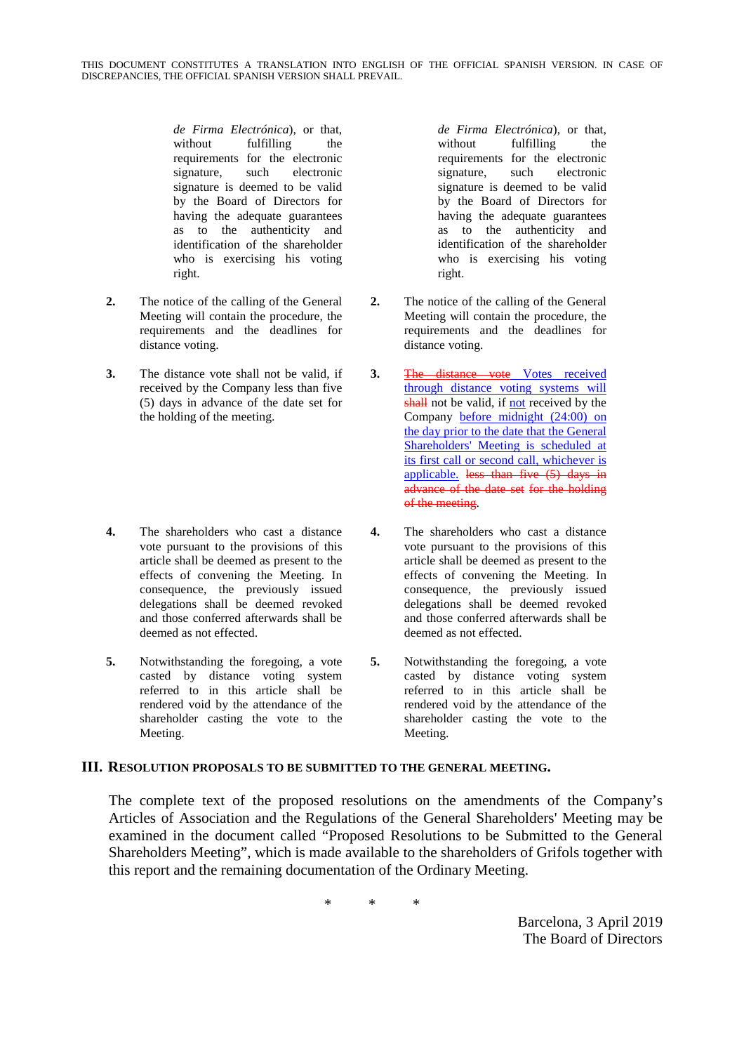| | |
|---|---|
| *de Firma Electrónica*), or that, without fulfilling the requirements for the electronic signature, such electronic signature is deemed to be valid by the Board of Directors for having the adequate guarantees as to the authenticity and identification of the shareholder who is exercising his voting right. | *de Firma Electrónica*), or that, without fulfilling the requirements for the electronic signature, such electronic signature is deemed to be valid by the Board of Directors for having the adequate guarantees as to the authenticity and identification of the shareholder who is exercising his voting right. |
| **2.** The notice of the calling of the General Meeting will contain the procedure, the requirements and the deadlines for distance voting. | **2.** The notice of the calling of the General Meeting will contain the procedure, the requirements and the deadlines for distance voting. |
| **3.** The distance vote shall not be valid, if received by the Company less than five (5) days in advance of the date set for the holding of the meeting. | **3.** ~~The distance vote~~ Votes received through distance voting systems will ~~shall~~ not be valid, if not received by the Company before midnight (24:00) on the day prior to the date that the General Shareholders' Meeting is scheduled at its first call or second call, whichever is applicable. ~~less than five (5) days in advance of the date set for the holding of the meeting~~. |
| **4.** The shareholders who cast a distance vote pursuant to the provisions of this article shall be deemed as present to the effects of convening the Meeting. In consequence, the previously issued delegations shall be deemed revoked and those conferred afterwards shall be deemed as not effected. | **4.** The shareholders who cast a distance vote pursuant to the provisions of this article shall be deemed as present to the effects of convening the Meeting. In consequence, the previously issued delegations shall be deemed revoked and those conferred afterwards shall be deemed as not effected. |
| **5.** Notwithstanding the foregoing, a vote casted by distance voting system referred to in this article shall be rendered void by the attendance of the shareholder casting the vote to the Meeting. | **5.** Notwithstanding the foregoing, a vote casted by distance voting system referred to in this article shall be rendered void by the attendance of the shareholder casting the vote to the Meeting. |

## III. RESOLUTION PROPOSALS TO BE SUBMITTED TO THE GENERAL MEETING.

The complete text of the proposed resolutions on the amendments of the Company's Articles of Association and the Regulations of the General Shareholders' Meeting may be examined in the document called "Proposed Resolutions to be Submitted to the General Shareholders Meeting", which is made available to the shareholders of Grifols together with this report and the remaining documentation of the Ordinary Meeting.

\* \* \*

Barcelona, 3 April 2019
The Board of Directors